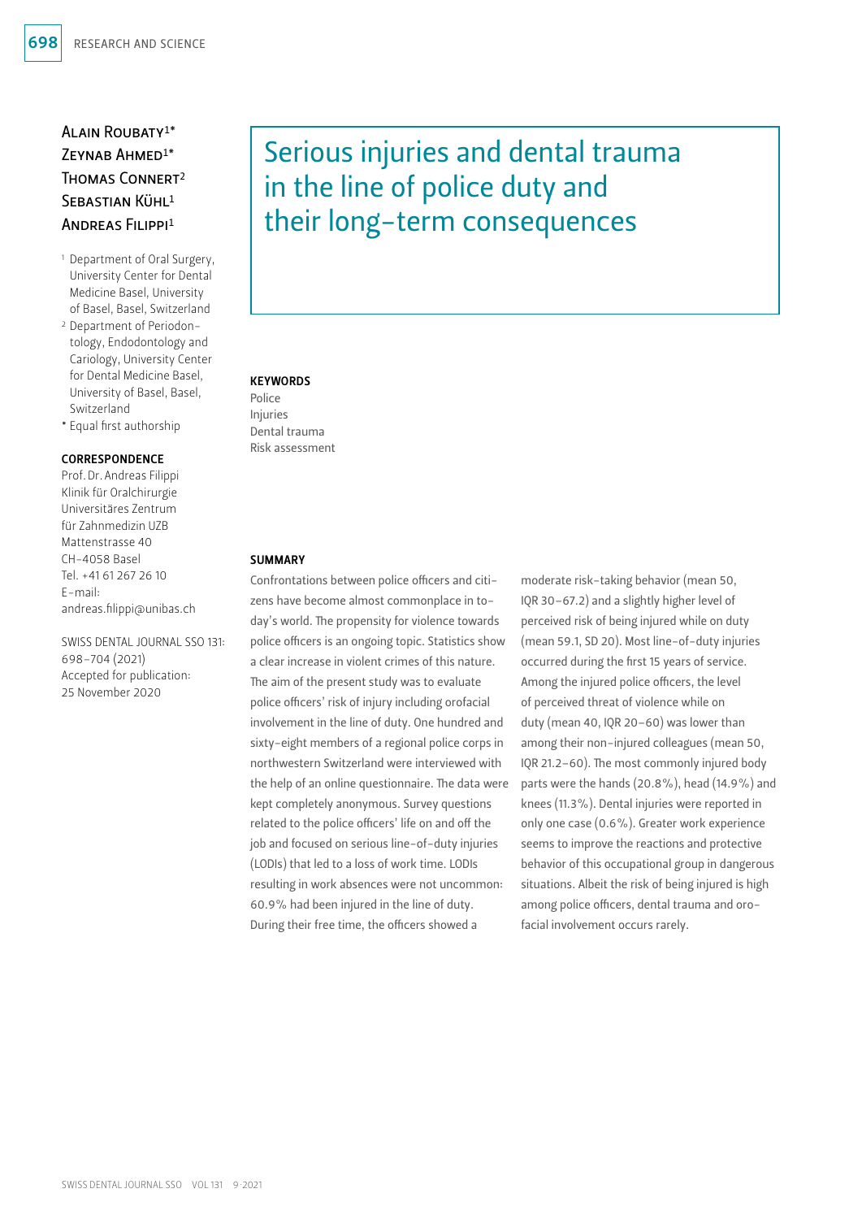# Serious injuries and dental trauma in the line of police duty and their long-term consequences

Alain Roubaty[1*]
Zeynab Ahmed[1*]
Thomas Connert[2]
Sebastian Kühl[1]
Andreas Filippi[1]

[1] Department of Oral Surgery, University Center for Dental Medicine Basel, University of Basel, Basel, Switzerland

[2] Department of Periodontology, Endodontology and Cariology, University Center for Dental Medicine Basel, University of Basel, Basel, Switzerland

[*] Equal first authorship

**CORRESPONDENCE**

Prof. Dr. Andreas Filippi
Klinik für Oralchirurgie
Universitäres Zentrum für Zahnmedizin UZB
Mattenstrasse 40
CH-4058 Basel
Tel. +41 61 267 26 10
E-mail: andreas.filippi@unibas.ch

SWISS DENTAL JOURNAL SSO 131: 698–704 (2021)
Accepted for publication: 25 November 2020

**KEYWORDS**

Police
Injuries
Dental trauma
Risk assessment

**SUMMARY**

Confrontations between police officers and citizens have become almost commonplace in today's world. The propensity for violence towards police officers is an ongoing topic. Statistics show a clear increase in violent crimes of this nature. The aim of the present study was to evaluate police officers' risk of injury including orofacial involvement in the line of duty. One hundred and sixty-eight members of a regional police corps in northwestern Switzerland were interviewed with the help of an online questionnaire. The data were kept completely anonymous. Survey questions related to the police officers' life on and off the job and focused on serious line-of-duty injuries (LODIs) that led to a loss of work time. LODIs resulting in work absences were not uncommon: 60.9% had been injured in the line of duty. During their free time, the officers showed a moderate risk-taking behavior (mean 50, IQR 30–67.2) and a slightly higher level of perceived risk of being injured while on duty (mean 59.1, SD 20). Most line-of-duty injuries occurred during the first 15 years of service. Among the injured police officers, the level of perceived threat of violence while on duty (mean 40, IQR 20–60) was lower than among their non-injured colleagues (mean 50, IQR 21.2–60). The most commonly injured body parts were the hands (20.8%), head (14.9%) and knees (11.3%). Dental injuries were reported in only one case (0.6%). Greater work experience seems to improve the reactions and protective behavior of this occupational group in dangerous situations. Albeit the risk of being injured is high among police officers, dental trauma and orofacial involvement occurs rarely.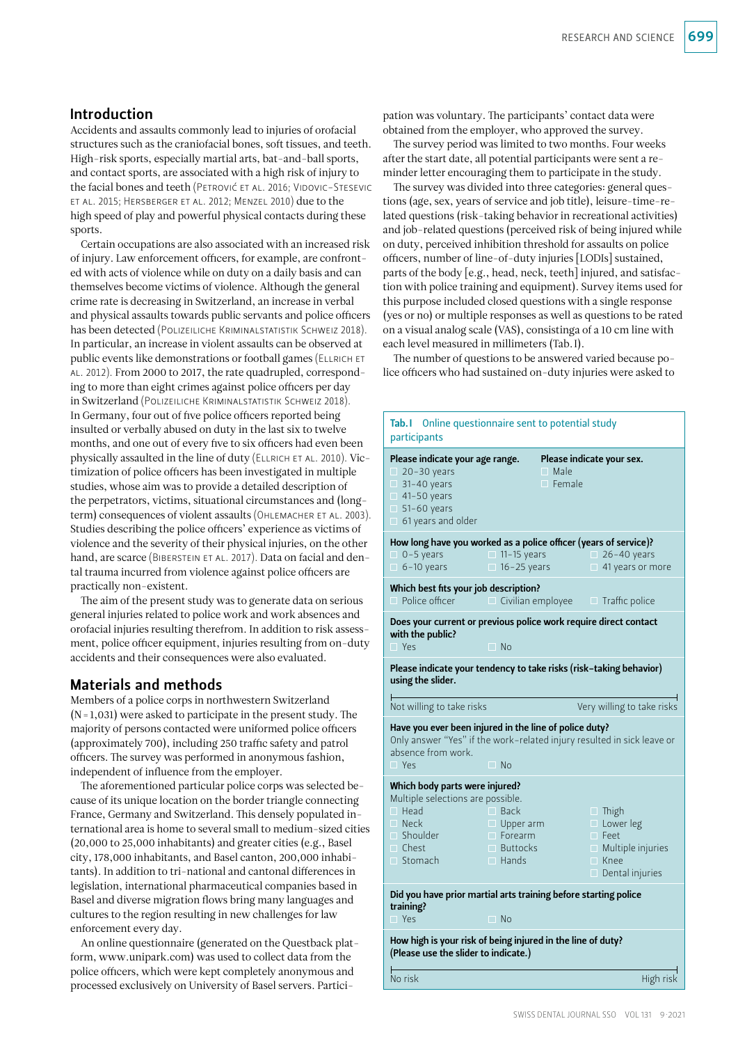## Introduction

Accidents and assaults commonly lead to injuries of orofacial structures such as the craniofacial bones, soft tissues, and teeth. High-risk sports, especially martial arts, bat-and-ball sports, and contact sports, are associated with a high risk of injury to the facial bones and teeth (Petrović et al. 2016; Vidovic-Stesevic et al. 2015; Hersberger et al. 2012; Menzel 2010) due to the high speed of play and powerful physical contacts during these sports.

Certain occupations are also associated with an increased risk of injury. Law enforcement officers, for example, are confronted with acts of violence while on duty on a daily basis and can themselves become victims of violence. Although the general crime rate is decreasing in Switzerland, an increase in verbal and physical assaults towards public servants and police officers has been detected (Polizeiliche Kriminalstatistik Schweiz 2018). In particular, an increase in violent assaults can be observed at public events like demonstrations or football games (Ellrich et al. 2012). From 2000 to 2017, the rate quadrupled, corresponding to more than eight crimes against police officers per day in Switzerland (Polizeiliche Kriminalstatistik Schweiz 2018). In Germany, four out of five police officers reported being insulted or verbally abused on duty in the last six to twelve months, and one out of every five to six officers had even been physically assaulted in the line of duty (Ellrich et al. 2010). Victimization of police officers has been investigated in multiple studies, whose aim was to provide a detailed description of the perpetrators, victims, situational circumstances and (long-term) consequences of violent assaults (Ohlemacher et al. 2003). Studies describing the police officers' experience as victims of violence and the severity of their physical injuries, on the other hand, are scarce (Biberstein et al. 2017). Data on facial and dental trauma incurred from violence against police officers are practically non-existent.

The aim of the present study was to generate data on serious general injuries related to police work and work absences and orofacial injuries resulting therefrom. In addition to risk assessment, police officer equipment, injuries resulting from on-duty accidents and their consequences were also evaluated.

## Materials and methods

Members of a police corps in northwestern Switzerland (N = 1,031) were asked to participate in the present study. The majority of persons contacted were uniformed police officers (approximately 700), including 250 traffic safety and patrol officers. The survey was performed in anonymous fashion, independent of influence from the employer.

The aforementioned particular police corps was selected because of its unique location on the border triangle connecting France, Germany and Switzerland. This densely populated international area is home to several small to medium-sized cities (20,000 to 25,000 inhabitants) and greater cities (e.g., Basel city, 178,000 inhabitants, and Basel canton, 200,000 inhabitants). In addition to tri-national and cantonal differences in legislation, international pharmaceutical companies based in Basel and diverse migration flows bring many languages and cultures to the region resulting in new challenges for law enforcement every day.

An online questionnaire (generated on the Questback platform, www.unipark.com) was used to collect data from the police officers, which were kept completely anonymous and processed exclusively on University of Basel servers. Participation was voluntary. The participants' contact data were obtained from the employer, who approved the survey.

The survey period was limited to two months. Four weeks after the start date, all potential participants were sent a reminder letter encouraging them to participate in the study.

The survey was divided into three categories: general questions (age, sex, years of service and job title), leisure-time-related questions (risk-taking behavior in recreational activities) and job-related questions (perceived risk of being injured while on duty, perceived inhibition threshold for assaults on police officers, number of line-of-duty injuries [LODIs] sustained, parts of the body [e.g., head, neck, teeth] injured, and satisfaction with police training and equipment). Survey items used for this purpose included closed questions with a single response (yes or no) or multiple responses as well as questions to be rated on a visual analog scale (VAS), consistinga of a 10 cm line with each level measured in millimeters (Tab. I).

The number of questions to be answered varied because police officers who had sustained on-duty injuries were asked to

**Tab. I** Online questionnaire sent to potential study participants

**Please indicate your age range.**
- ☐ 20–30 years
- ☐ 31–40 years
- ☐ 41–50 years
- ☐ 51–60 years
- ☐ 61 years and older

**Please indicate your sex.**
- ☐ Male
- ☐ Female

**How long have you worked as a police officer (years of service)?**
- ☐ 0–5 years
- ☐ 6–10 years
- ☐ 11–15 years
- ☐ 16–25 years
- ☐ 26–40 years
- ☐ 41 years or more

**Which best fits your job description?**
- ☐ Police officer
- ☐ Civilian employee
- ☐ Traffic police

**Does your current or previous police work require direct contact with the public?**
- ☐ Yes
- ☐ No

**Please indicate your tendency to take risks (risk-taking behavior) using the slider.**

Not willing to take risks ——— Very willing to take risks

**Have you ever been injured in the line of police duty?**
Only answer "Yes" if the work-related injury resulted in sick leave or absence from work.
- ☐ Yes
- ☐ No

**Which body parts were injured?**
Multiple selections are possible.
- ☐ Head
- ☐ Neck
- ☐ Shoulder
- ☐ Chest
- ☐ Stomach
- ☐ Back
- ☐ Upper arm
- ☐ Forearm
- ☐ Buttocks
- ☐ Hands
- ☐ Thigh
- ☐ Lower leg
- ☐ Feet
- ☐ Multiple injuries
- ☐ Knee
- ☐ Dental injuries

**Did you have prior martial arts training before starting police training?**
- ☐ Yes
- ☐ No

**How high is your risk of being injured in the line of duty? (Please use the slider to indicate.)**

No risk ——— High risk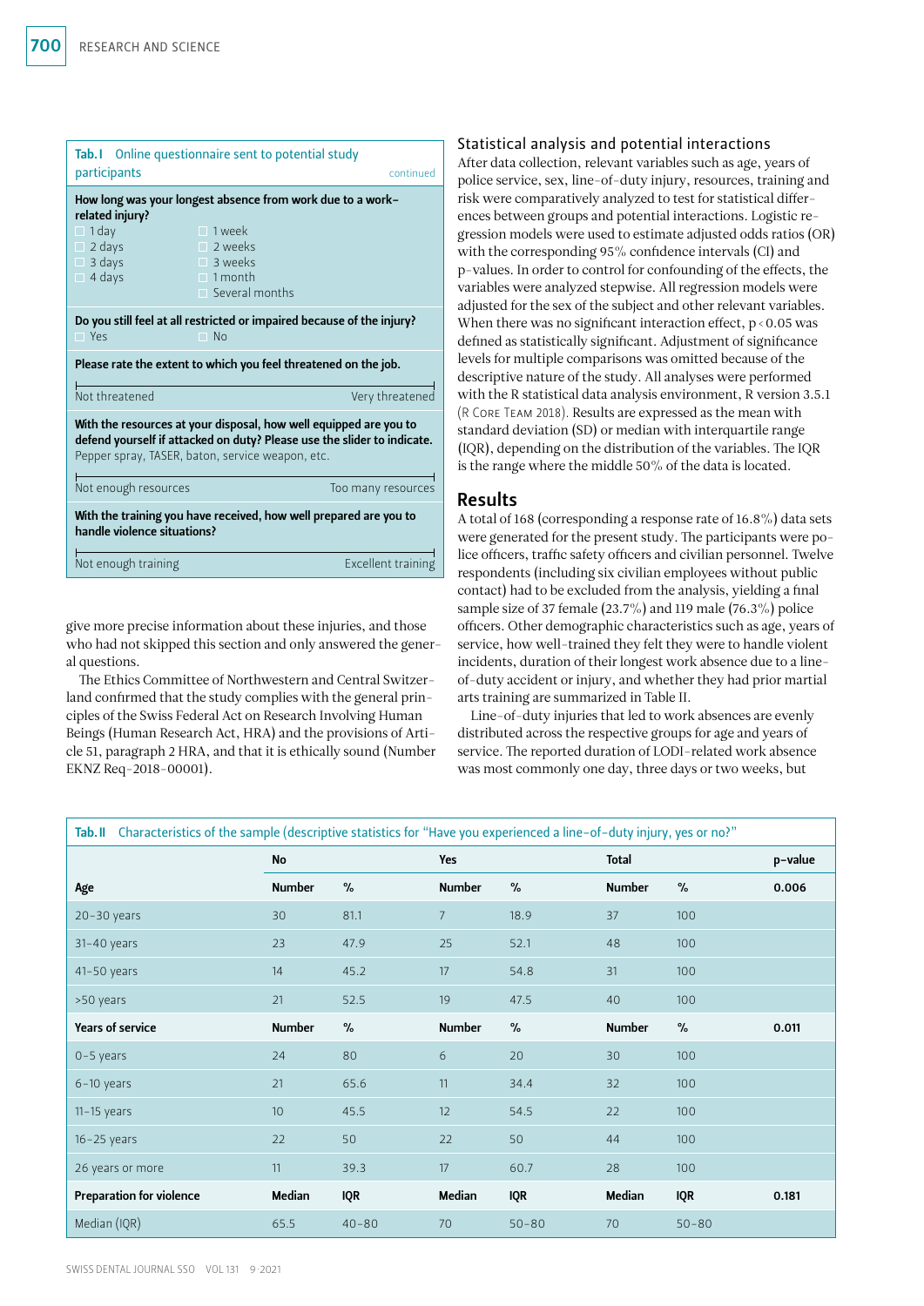**Tab. I** Online questionnaire sent to potential study participants *continued*

**How long was your longest absence from work due to a work-related injury?**

| | |
|---|---|
| ☐ 1 day | ☐ 1 week |
| ☐ 2 days | ☐ 2 weeks |
| ☐ 3 days | ☐ 3 weeks |
| ☐ 4 days | ☐ 1 month |
| | ☐ Several months |

**Do you still feel at all restricted or impaired because of the injury?**

☐ Yes ☐ No

**Please rate the extent to which you feel threatened on the job.**

Not threatened — Very threatened

**With the resources at your disposal, how well equipped are you to defend yourself if attacked on duty? Please use the slider to indicate.**
Pepper spray, TASER, baton, service weapon, etc.

Not enough resources — Too many resources

**With the training you have received, how well prepared are you to handle violence situations?**

Not enough training — Excellent training

give more precise information about these injuries, and those who had not skipped this section and only answered the general questions.

The Ethics Committee of Northwestern and Central Switzerland confirmed that the study complies with the general principles of the Swiss Federal Act on Research Involving Human Beings (Human Research Act, HRA) and the provisions of Article 51, paragraph 2 HRA, and that it is ethically sound (Number EKNZ Req-2018-00001).

### Statistical analysis and potential interactions

After data collection, relevant variables such as age, years of police service, sex, line-of-duty injury, resources, training and risk were comparatively analyzed to test for statistical differences between groups and potential interactions. Logistic regression models were used to estimate adjusted odds ratios (OR) with the corresponding 95% confidence intervals (CI) and p-values. In order to control for confounding of the effects, the variables were analyzed stepwise. All regression models were adjusted for the sex of the subject and other relevant variables. When there was no significant interaction effect, $p < 0.05$ was defined as statistically significant. Adjustment of significance levels for multiple comparisons was omitted because of the descriptive nature of the study. All analyses were performed with the R statistical data analysis environment, R version 3.5.1 (R Core Team 2018). Results are expressed as the mean with standard deviation (SD) or median with interquartile range (IQR), depending on the distribution of the variables. The IQR is the range where the middle 50% of the data is located.

## Results

A total of 168 (corresponding a response rate of 16.8%) data sets were generated for the present study. The participants were police officers, traffic safety officers and civilian personnel. Twelve respondents (including six civilian employees without public contact) had to be excluded from the analysis, yielding a final sample size of 37 female (23.7%) and 119 male (76.3%) police officers. Other demographic characteristics such as age, years of service, how well-trained they felt they were to handle violent incidents, duration of their longest work absence due to a line-of-duty accident or injury, and whether they had prior martial arts training are summarized in Table II.

Line-of-duty injuries that led to work absences are evenly distributed across the respective groups for age and years of service. The reported duration of LODI-related work absence was most commonly one day, three days or two weeks, but

**Tab. II** Characteristics of the sample (descriptive statistics for "Have you experienced a line-of-duty injury, yes or no?"

| | No | | Yes | | Total | | p-value |
|---|---|---|---|---|---|---|---|
| **Age** | **Number** | **%** | **Number** | **%** | **Number** | **%** | **0.006** |
| 20–30 years | 30 | 81.1 | 7 | 18.9 | 37 | 100 | |
| 31–40 years | 23 | 47.9 | 25 | 52.1 | 48 | 100 | |
| 41–50 years | 14 | 45.2 | 17 | 54.8 | 31 | 100 | |
| >50 years | 21 | 52.5 | 19 | 47.5 | 40 | 100 | |
| **Years of service** | **Number** | **%** | **Number** | **%** | **Number** | **%** | **0.011** |
| 0–5 years | 24 | 80 | 6 | 20 | 30 | 100 | |
| 6–10 years | 21 | 65.6 | 11 | 34.4 | 32 | 100 | |
| 11–15 years | 10 | 45.5 | 12 | 54.5 | 22 | 100 | |
| 16–25 years | 22 | 50 | 22 | 50 | 44 | 100 | |
| 26 years or more | 11 | 39.3 | 17 | 60.7 | 28 | 100 | |
| **Preparation for violence** | **Median** | **IQR** | **Median** | **IQR** | **Median** | **IQR** | **0.181** |
| Median (IQR) | 65.5 | 40–80 | 70 | 50–80 | 70 | 50–80 | |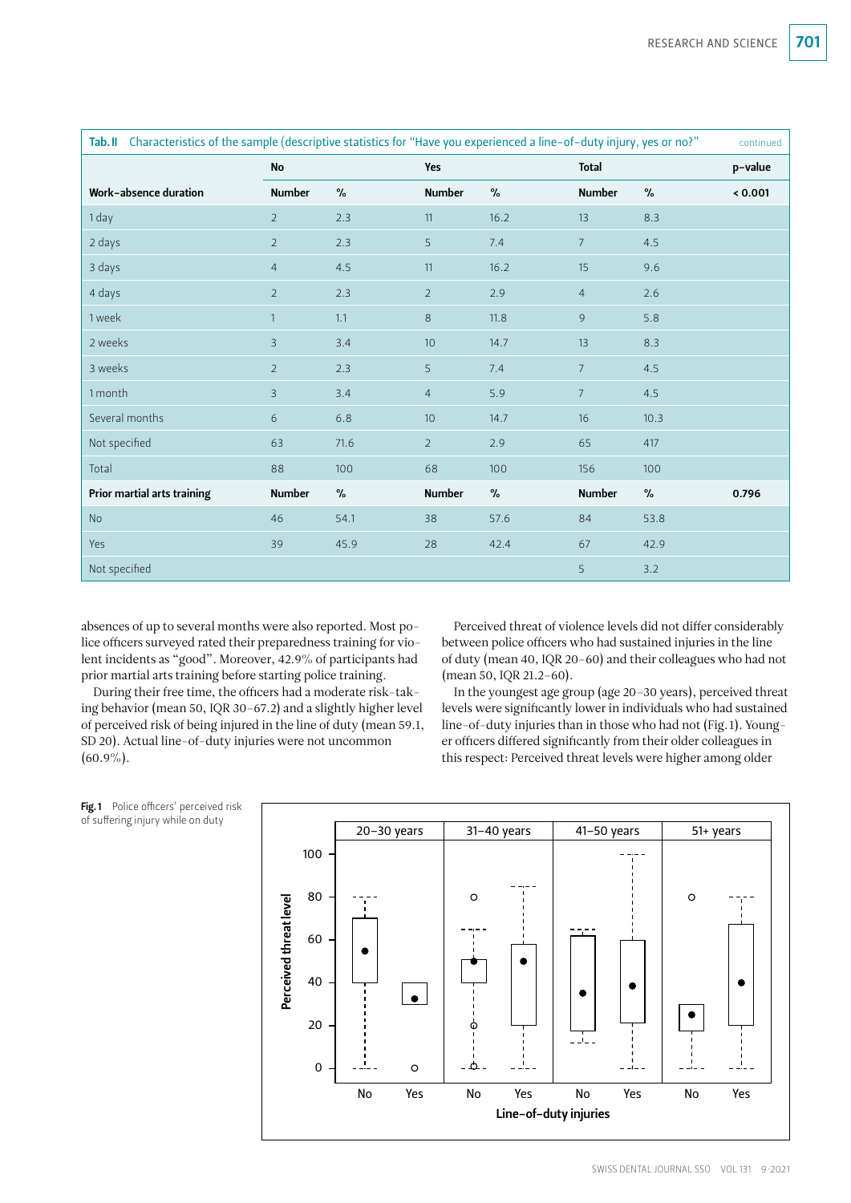**Tab. II** Characteristics of the sample (descriptive statistics for "Have you experienced a line-of-duty injury, yes or no?" *continued*

| | No | | Yes | | Total | | p-value |
|---|---|---|---|---|---|---|---|
| **Work-absence duration** | **Number** | **%** | **Number** | **%** | **Number** | **%** | **< 0.001** |
| 1 day | 2 | 2.3 | 11 | 16.2 | 13 | 8.3 | |
| 2 days | 2 | 2.3 | 5 | 7.4 | 7 | 4.5 | |
| 3 days | 4 | 4.5 | 11 | 16.2 | 15 | 9.6 | |
| 4 days | 2 | 2.3 | 2 | 2.9 | 4 | 2.6 | |
| 1 week | 1 | 1.1 | 8 | 11.8 | 9 | 5.8 | |
| 2 weeks | 3 | 3.4 | 10 | 14.7 | 13 | 8.3 | |
| 3 weeks | 2 | 2.3 | 5 | 7.4 | 7 | 4.5 | |
| 1 month | 3 | 3.4 | 4 | 5.9 | 7 | 4.5 | |
| Several months | 6 | 6.8 | 10 | 14.7 | 16 | 10.3 | |
| Not specified | 63 | 71.6 | 2 | 2.9 | 65 | 417 | |
| Total | 88 | 100 | 68 | 100 | 156 | 100 | |
| **Prior martial arts training** | **Number** | **%** | **Number** | **%** | **Number** | **%** | **0.796** |
| No | 46 | 54.1 | 38 | 57.6 | 84 | 53.8 | |
| Yes | 39 | 45.9 | 28 | 42.4 | 67 | 42.9 | |
| Not specified | | | | | 5 | 3.2 | |

absences of up to several months were also reported. Most police officers surveyed rated their preparedness training for violent incidents as "good". Moreover, 42.9% of participants had prior martial arts training before starting police training.

During their free time, the officers had a moderate risk-taking behavior (mean 50, IQR 30–67.2) and a slightly higher level of perceived risk of being injured in the line of duty (mean 59.1, SD 20). Actual line-of-duty injuries were not uncommon (60.9%).

Perceived threat of violence levels did not differ considerably between police officers who had sustained injuries in the line of duty (mean 40, IQR 20–60) and their colleagues who had not (mean 50, IQR 21.2–60).

In the youngest age group (age 20–30 years), perceived threat levels were significantly lower in individuals who had sustained line-of-duty injuries than in those who had not (Fig. 1). Younger officers differed significantly from their older colleagues in this respect: Perceived threat levels were higher among older

**Fig. 1** Police officers' perceived risk of suffering injury while on duty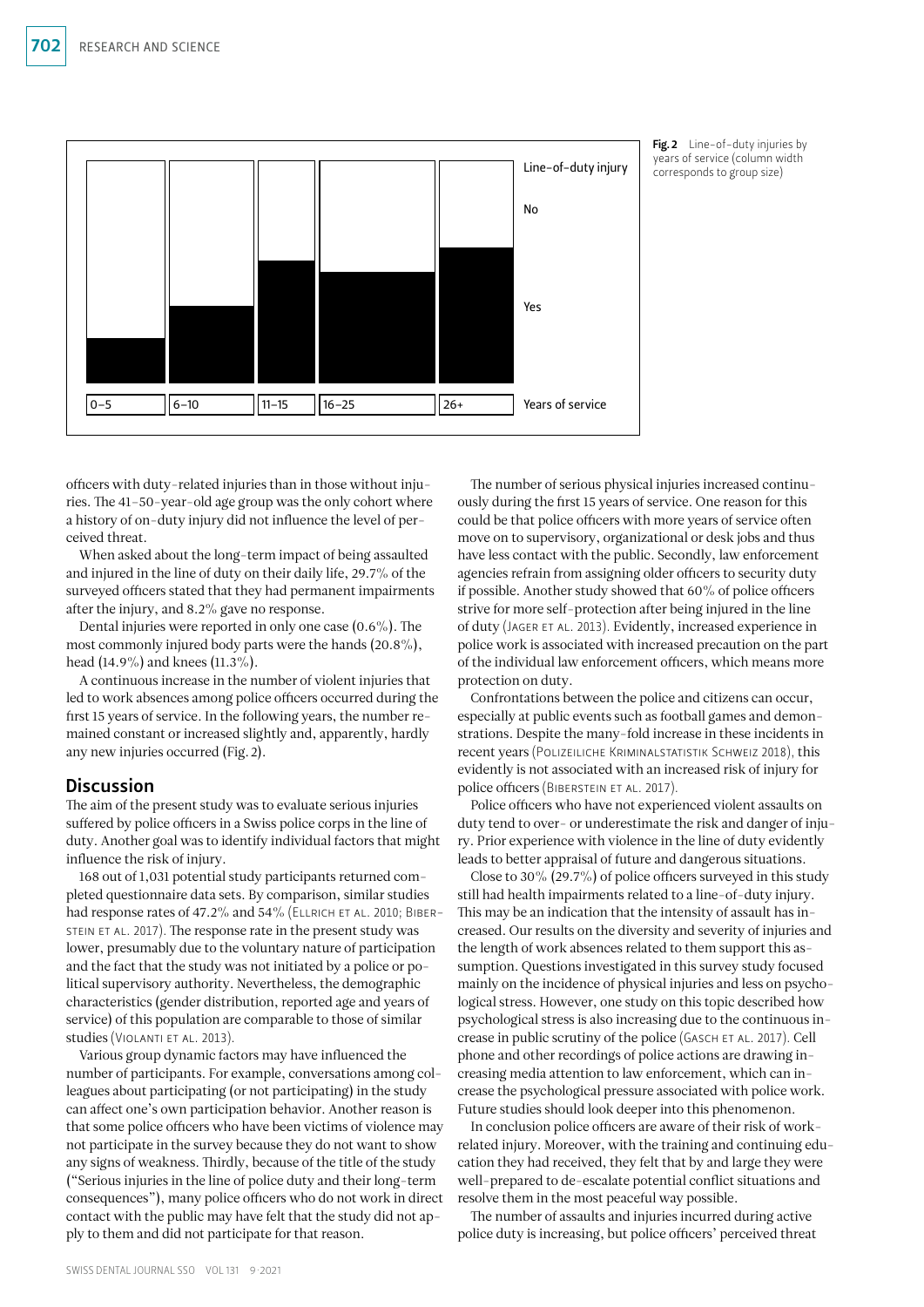Fig. 2 Line-of-duty injuries by years of service (column width corresponds to group size)

officers with duty-related injuries than in those without injuries. The 41–50-year-old age group was the only cohort where a history of on-duty injury did not influence the level of perceived threat.

When asked about the long-term impact of being assaulted and injured in the line of duty on their daily life, 29.7% of the surveyed officers stated that they had permanent impairments after the injury, and 8.2% gave no response.

Dental injuries were reported in only one case (0.6%). The most commonly injured body parts were the hands (20.8%), head (14.9%) and knees (11.3%).

A continuous increase in the number of violent injuries that led to work absences among police officers occurred during the first 15 years of service. In the following years, the number remained constant or increased slightly and, apparently, hardly any new injuries occurred (Fig. 2).

## Discussion

The aim of the present study was to evaluate serious injuries suffered by police officers in a Swiss police corps in the line of duty. Another goal was to identify individual factors that might influence the risk of injury.

168 out of 1,031 potential study participants returned completed questionnaire data sets. By comparison, similar studies had response rates of 47.2% and 54% (Ellrich et al. 2010; Biberstein et al. 2017). The response rate in the present study was lower, presumably due to the voluntary nature of participation and the fact that the study was not initiated by a police or political supervisory authority. Nevertheless, the demographic characteristics (gender distribution, reported age and years of service) of this population are comparable to those of similar studies (Violanti et al. 2013).

Various group dynamic factors may have influenced the number of participants. For example, conversations among colleagues about participating (or not participating) in the study can affect one's own participation behavior. Another reason is that some police officers who have been victims of violence may not participate in the survey because they do not want to show any signs of weakness. Thirdly, because of the title of the study ("Serious injuries in the line of police duty and their long-term consequences"), many police officers who do not work in direct contact with the public may have felt that the study did not apply to them and did not participate for that reason.

The number of serious physical injuries increased continuously during the first 15 years of service. One reason for this could be that police officers with more years of service often move on to supervisory, organizational or desk jobs and thus have less contact with the public. Secondly, law enforcement agencies refrain from assigning older officers to security duty if possible. Another study showed that 60% of police officers strive for more self-protection after being injured in the line of duty (Jager et al. 2013). Evidently, increased experience in police work is associated with increased precaution on the part of the individual law enforcement officers, which means more protection on duty.

Confrontations between the police and citizens can occur, especially at public events such as football games and demonstrations. Despite the many-fold increase in these incidents in recent years (Polizeiliche Kriminalstatistik Schweiz 2018), this evidently is not associated with an increased risk of injury for police officers (Biberstein et al. 2017).

Police officers who have not experienced violent assaults on duty tend to over- or underestimate the risk and danger of injury. Prior experience with violence in the line of duty evidently leads to better appraisal of future and dangerous situations.

Close to 30% (29.7%) of police officers surveyed in this study still had health impairments related to a line-of-duty injury. This may be an indication that the intensity of assault has increased. Our results on the diversity and severity of injuries and the length of work absences related to them support this assumption. Questions investigated in this survey study focused mainly on the incidence of physical injuries and less on psychological stress. However, one study on this topic described how psychological stress is also increasing due to the continuous increase in public scrutiny of the police (Gasch et al. 2017). Cell phone and other recordings of police actions are drawing increasing media attention to law enforcement, which can increase the psychological pressure associated with police work. Future studies should look deeper into this phenomenon.

In conclusion police officers are aware of their risk of work-related injury. Moreover, with the training and continuing education they had received, they felt that by and large they were well-prepared to de-escalate potential conflict situations and resolve them in the most peaceful way possible.

The number of assaults and injuries incurred during active police duty is increasing, but police officers' perceived threat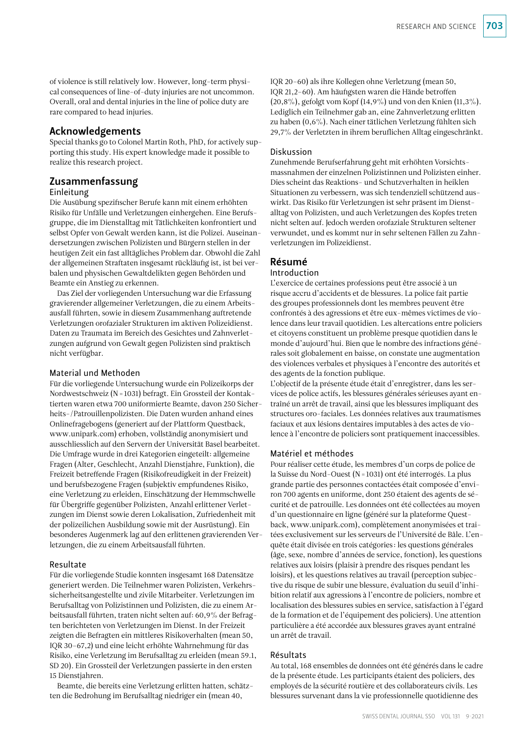of violence is still relatively low. However, long-term physical consequences of line-of-duty injuries are not uncommon. Overall, oral and dental injuries in the line of police duty are rare compared to head injuries.

## Acknowledgements

Special thanks go to Colonel Martin Roth, PhD, for actively supporting this study. His expert knowledge made it possible to realize this research project.

## Zusammenfassung

### Einleitung

Die Ausübung spezifischer Berufe kann mit einem erhöhten Risiko für Unfälle und Verletzungen einhergehen. Eine Berufsgruppe, die im Dienstalltag mit Tätlichkeiten konfrontiert und selbst Opfer von Gewalt werden kann, ist die Polizei. Auseinandersetzungen zwischen Polizisten und Bürgern stellen in der heutigen Zeit ein fast alltägliches Problem dar. Obwohl die Zahl der allgemeinen Straftaten insgesamt rückläufig ist, ist bei verbalen und physischen Gewaltdelikten gegen Behörden und Beamte ein Anstieg zu erkennen.

Das Ziel der vorliegenden Untersuchung war die Erfassung gravierender allgemeiner Verletzungen, die zu einem Arbeitsausfall führten, sowie in diesem Zusammenhang auftretende Verletzungen orofazialer Strukturen im aktiven Polizeidienst. Daten zu Traumata im Bereich des Gesichtes und Zahnverletzungen aufgrund von Gewalt gegen Polizisten sind praktisch nicht verfügbar.

### Material und Methoden

Für die vorliegende Untersuchung wurde ein Polizeikorps der Nordwestschweiz (N = 1031) befragt. Ein Grossteil der Kontaktierten waren etwa 700 uniformierte Beamte, davon 250 Sicherheits-/Patrouillenpolizisten. Die Daten wurden anhand eines Onlinefragebogens (generiert auf der Plattform Questback, www.unipark.com) erhoben, vollständig anonymisiert und ausschliesslich auf den Servern der Universität Basel bearbeitet. Die Umfrage wurde in drei Kategorien eingeteilt: allgemeine Fragen (Alter, Geschlecht, Anzahl Dienstjahre, Funktion), die Freizeit betreffende Fragen (Risikofreudigkeit in der Freizeit) und berufsbezogene Fragen (subjektiv empfundenes Risiko, eine Verletzung zu erleiden, Einschätzung der Hemmschwelle für Übergriffe gegenüber Polizisten, Anzahl erlittener Verletzungen im Dienst sowie deren Lokalisation, Zufriedenheit mit der polizeilichen Ausbildung sowie mit der Ausrüstung). Ein besonderes Augenmerk lag auf den erlittenen gravierenden Verletzungen, die zu einem Arbeitsausfall führten.

### Resultate

Für die vorliegende Studie konnten insgesamt 168 Datensätze generiert werden. Die Teilnehmer waren Polizisten, Verkehrssicherheitsangestellte und zivile Mitarbeiter. Verletzungen im Berufsalltag von Polizistinnen und Polizisten, die zu einem Arbeitsausfall führten, traten nicht selten auf: 60,9% der Befragten berichteten von Verletzungen im Dienst. In der Freizeit zeigten die Befragten ein mittleres Risikoverhalten (mean 50, IQR 30–67,2) und eine leicht erhöhte Wahrnehmung für das Risiko, eine Verletzung im Berufsalltag zu erleiden (mean 59.1, SD 20). Ein Grossteil der Verletzungen passierte in den ersten 15 Dienstjahren.

Beamte, die bereits eine Verletzung erlitten hatten, schätzten die Bedrohung im Berufsalltag niedriger ein (mean 40, IQR 20–60) als ihre Kollegen ohne Verletzung (mean 50, IQR 21,2–60). Am häufigsten waren die Hände betroffen (20,8%), gefolgt vom Kopf (14,9%) und von den Knien (11,3%). Lediglich ein Teilnehmer gab an, eine Zahnverletzung erlitten zu haben (0,6%). Nach einer tätlichen Verletzung fühlten sich 29,7% der Verletzten in ihrem beruflichen Alltag eingeschränkt.

### Diskussion

Zunehmende Berufserfahrung geht mit erhöhten Vorsichtsmassnahmen der einzelnen Polizistinnen und Polizisten einher. Dies scheint das Reaktions- und Schutzverhalten in heiklen Situationen zu verbessern, was sich tendenziell schützend auswirkt. Das Risiko für Verletzungen ist sehr präsent im Dienstalltag von Polizisten, und auch Verletzungen des Kopfes treten nicht selten auf. Jedoch werden orofaziale Strukturen seltener verwundet, und es kommt nur in sehr seltenen Fällen zu Zahnverletzungen im Polizeidienst.

## Résumé

### Introduction

L'exercice de certaines professions peut être associé à un risque accru d'accidents et de blessures. La police fait partie des groupes professionnels dont les membres peuvent être confrontés à des agressions et être eux-mêmes victimes de violence dans leur travail quotidien. Les altercations entre policiers et citoyens constituent un problème presque quotidien dans le monde d'aujourd'hui. Bien que le nombre des infractions générales soit globalement en baisse, on constate une augmentation des violences verbales et physiques à l'encontre des autorités et des agents de la fonction publique.

L'objectif de la présente étude était d'enregistrer, dans les services de police actifs, les blessures générales sérieuses ayant entraîné un arrêt de travail, ainsi que les blessures impliquant des structures oro-faciales. Les données relatives aux traumatismes faciaux et aux lésions dentaires imputables à des actes de violence à l'encontre de policiers sont pratiquement inaccessibles.

### Matériel et méthodes

Pour réaliser cette étude, les membres d'un corps de police de la Suisse du Nord-Ouest (N = 1031) ont été interrogés. La plus grande partie des personnes contactées était composée d'environ 700 agents en uniforme, dont 250 étaient des agents de sécurité et de patrouille. Les données ont été collectées au moyen d'un questionnaire en ligne (généré sur la plateforme Questback, www.unipark.com), complètement anonymisées et traitées exclusivement sur les serveurs de l'Université de Bâle. L'enquête était divisée en trois catégories : les questions générales (âge, sexe, nombre d'années de service, fonction), les questions relatives aux loisirs (plaisir à prendre des risques pendant les loisirs), et les questions relatives au travail (perception subjective du risque de subir une blessure, évaluation du seuil d'inhibition relatif aux agressions à l'encontre de policiers, nombre et localisation des blessures subies en service, satisfaction à l'égard de la formation et de l'équipement des policiers). Une attention particulière a été accordée aux blessures graves ayant entraîné un arrêt de travail.

### Résultats

Au total, 168 ensembles de données ont été générés dans le cadre de la présente étude. Les participants étaient des policiers, des employés de la sécurité routière et des collaborateurs civils. Les blessures survenant dans la vie professionnelle quotidienne des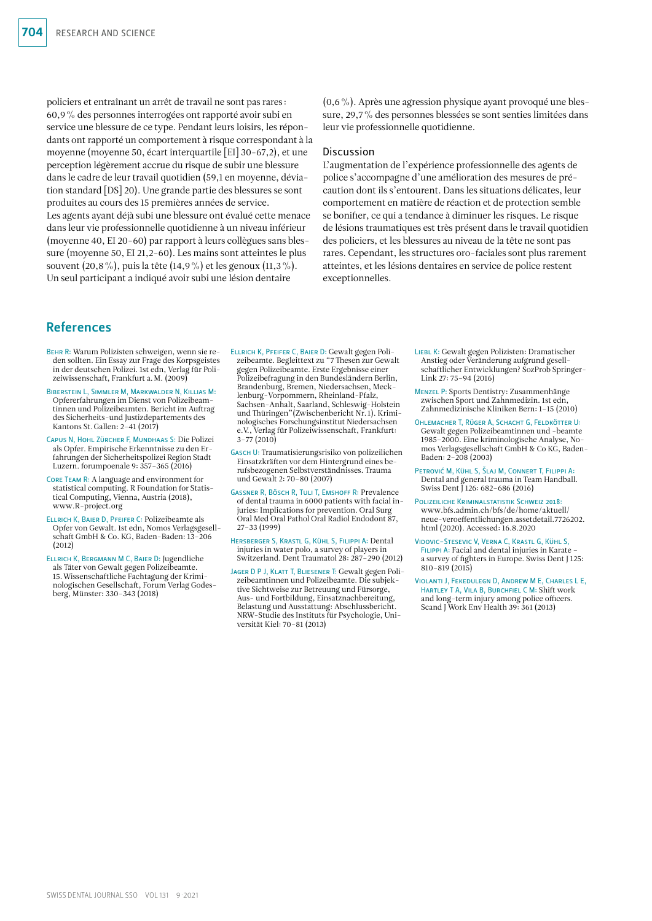policiers et entraînant un arrêt de travail ne sont pas rares : 60,9 % des personnes interrogées ont rapporté avoir subi en service une blessure de ce type. Pendant leurs loisirs, les répondants ont rapporté un comportement à risque correspondant à la moyenne (moyenne 50, écart interquartile [EI] 30–67,2), et une perception légèrement accrue du risque de subir une blessure dans le cadre de leur travail quotidien (59,1 en moyenne, déviation standard [DS] 20). Une grande partie des blessures se sont produites au cours des 15 premières années de service. Les agents ayant déjà subi une blessure ont évalué cette menace dans leur vie professionnelle quotidienne à un niveau inférieur (moyenne 40, EI 20–60) par rapport à leurs collègues sans blessure (moyenne 50, EI 21,2–60). Les mains sont atteintes le plus souvent (20,8 %), puis la tête (14,9 %) et les genoux (11,3 %). Un seul participant a indiqué avoir subi une lésion dentaire (0,6 %). Après une agression physique ayant provoqué une blessure, 29,7 % des personnes blessées se sont senties limitées dans leur vie professionnelle quotidienne.

### Discussion

L'augmentation de l'expérience professionnelle des agents de police s'accompagne d'une amélioration des mesures de précaution dont ils s'entourent. Dans les situations délicates, leur comportement en matière de réaction et de protection semble se bonifier, ce qui a tendance à diminuer les risques. Le risque de lésions traumatiques est très présent dans le travail quotidien des policiers, et les blessures au niveau de la tête ne sont pas rares. Cependant, les structures oro-faciales sont plus rarement atteintes, et les lésions dentaires en service de police restent exceptionnelles.

## References

Behr R: Warum Polizisten schweigen, wenn sie reden sollten. Ein Essay zur Frage des Korpsgeistes in der deutschen Polizei. 1st edn, Verlag für Polizeiwissenschaft, Frankfurt a. M. (2009)

Biberstein L, Simmler M, Markwalder N, Killias M: Opfererfahrungen im Dienst von Polizeibeamtinnen und Polizeibeamten. Bericht im Auftrag des Sicherheits- und Justizdepartements des Kantons St. Gallen: 2–41 (2017)

Capus N, Hohl Zürcher F, Mundhaas S: Die Polizei als Opfer. Empirische Erkenntnisse zu den Erfahrungen der Sicherheitspolizei Region Stadt Luzern. forumpoenale 9: 357–365 (2016)

Core Team R: A language and environment for statistical computing. R Foundation for Statistical Computing, Vienna, Austria (2018), www.R-project.org

Ellrich K, Baier D, Pfeifer C: Polizeibeamte als Opfer von Gewalt. 1st edn, Nomos Verlagsgesellschaft GmbH & Co. KG, Baden-Baden: 13–206 (2012)

Ellrich K, Bergmann M C, Baier D: Jugendliche als Täter von Gewalt gegen Polizeibeamte. 15. Wissenschaftliche Fachtagung der Kriminologischen Gesellschaft, Forum Verlag Godesberg, Münster: 330–343 (2018)

Ellrich K, Pfeifer C, Baier D: Gewalt gegen Polizeibeamte. Begleittext zu "7 Thesen zur Gewalt gegen Polizeibeamte. Erste Ergebnisse einer Polizeibefragung in den Bundesländern Berlin, Brandenburg, Bremen, Niedersachsen, Mecklenburg-Vorpommern, Rheinland-Pfalz, Sachsen-Anhalt, Saarland, Schleswig-Holstein und Thüringen"(Zwischenbericht Nr. 1). Kriminologisches Forschungsinstitut Niedersachsen e.V., Verlag für Polizeiwissenschaft, Frankfurt: 3–77 (2010)

Gasch U: Traumatisierungsrisiko von polizeilichen Einsatzkräften vor dem Hintergrund eines berufsbezogenen Selbstverständnisses. Trauma und Gewalt 2: 70–80 (2007)

Gassner R, Bösch R, Tuli T, Emshoff R: Prevalence of dental trauma in 6000 patients with facial injuries: Implications for prevention. Oral Surg Oral Med Oral Pathol Oral Radiol Endodont 87, 27–33 (1999)

Hersberger S, Krastl G, Kühl S, Filippi A: Dental injuries in water polo, a survey of players in Switzerland. Dent Traumatol 28: 287–290 (2012)

Jager D P J, Klatt T, Bliesener T: Gewalt gegen Polizeibeamtinnen und Polizeibeamte. Die subjektive Sichtweise zur Betreuung und Fürsorge, Aus- und Fortbildung, Einsatznachbereitung, Belastung und Ausstattung: Abschlussbericht. NRW-Studie des Instituts für Psychologie, Universität Kiel: 70–81 (2013)

Liebl K: Gewalt gegen Polizisten: Dramatischer Anstieg oder Veränderung aufgrund gesellschaftlicher Entwicklungen? SozProb Springer-Link 27: 75–94 (2016)

Menzel P: Sports Dentistry: Zusammenhänge zwischen Sport und Zahnmedizin. 1st edn, Zahnmedizinische Kliniken Bern: 1–15 (2010)

Ohlemacher T, Rüger A, Schacht G, Feldkötter U: Gewalt gegen Polizeibeamtinnen und -beamte 1985–2000. Eine kriminologische Analyse, Nomos Verlagsgesellschaft GmbH & Co KG, Baden-Baden: 2–208 (2003)

Petrović M, Kühl S, Šlaj M, Connert T, Filippi A: Dental and general trauma in Team Handball. Swiss Dent J 126: 682–686 (2016)

Polizeiliche Kriminalstatistik Schweiz 2018: www.bfs.admin.ch/bfs/de/home/aktuell/neue-veroeffentlichungen.assetdetail.7726202.html (2020). Accessed: 16.8.2020

Vidovic-Stesevic V, Verna C, Krastl G, Kühl S, Filippi A: Facial and dental injuries in Karate – a survey of fighters in Europe. Swiss Dent J 125: 810–819 (2015)

Violanti J, Fekedulegn D, Andrew M E, Charles L E, Hartley T A, Vila B, Burchfiel C M: Shift work and long-term injury among police officers. Scand J Work Env Health 39: 361 (2013)